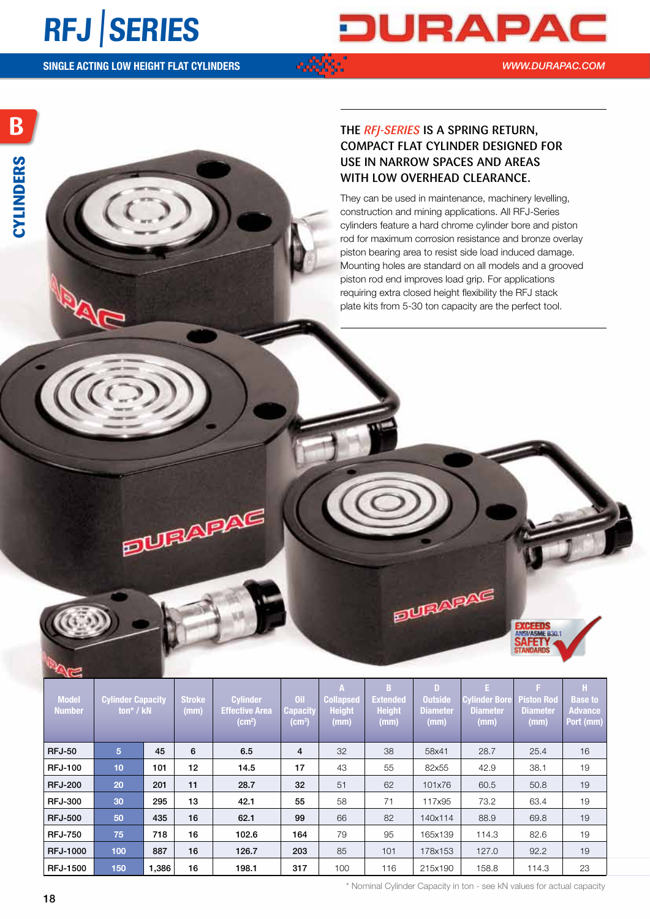# RFJ | SERIES

**SINGLE ACTING LOW HEIGHT FLAT CYLINDERS**

WWW.DURAPAC.COM

B

CYLINDERS

## THE *RFJ-SERIES* IS A SPRING RETURN, COMPACT FLAT CYLINDER DESIGNED FOR USE IN NARROW SPACES AND AREAS WITH LOW OVERHEAD CLEARANCE.

They can be used in maintenance, machinery levelling, construction and mining applications. All RFJ-Series cylinders feature a hard chrome cylinder bore and piston rod for maximum corrosion resistance and bronze overlay piston bearing area to resist side load induced damage. Mounting holes are standard on all models and a grooved piston rod end improves load grip. For applications requiring extra closed height flexibility the RFJ stack plate kits from 5-30 ton capacity are the perfect tool.

EXCEEDS ANSI/ASME B30.1 SAFETY STANDARDS

| Model Number | Cylinder Capacity ton* / kN | | Stroke (mm) | Cylinder Effective Area (cm²) | Oil Capacity (cm³) | A Collapsed Height (mm) | B Extended Height (mm) | D Outside Diameter (mm) | E Cylinder Bore Diameter (mm) | F Piston Rod Diameter (mm) | H Base to Advance Port (mm) |
|---|---|---|---|---|---|---|---|---|---|---|---|
| RFJ-50 | 5 | 45 | 6 | 6.5 | 4 | 32 | 38 | 58x41 | 28.7 | 25.4 | 16 |
| RFJ-100 | 10 | 101 | 12 | 14.5 | 17 | 43 | 55 | 82x55 | 42.9 | 38.1 | 19 |
| RFJ-200 | 20 | 201 | 11 | 28.7 | 32 | 51 | 62 | 101x76 | 60.5 | 50.8 | 19 |
| RFJ-300 | 30 | 295 | 13 | 42.1 | 55 | 58 | 71 | 117x95 | 73.2 | 63.4 | 19 |
| RFJ-500 | 50 | 435 | 16 | 62.1 | 99 | 66 | 82 | 140x114 | 88.9 | 69.8 | 19 |
| RFJ-750 | 75 | 718 | 16 | 102.6 | 164 | 79 | 95 | 165x139 | 114.3 | 82.6 | 19 |
| RFJ-1000 | 100 | 887 | 16 | 126.7 | 203 | 85 | 101 | 178x153 | 127.0 | 92.2 | 19 |
| RFJ-1500 | 150 | 1,386 | 16 | 198.1 | 317 | 100 | 116 | 215x190 | 158.8 | 114.3 | 23 |

\* Nominal Cylinder Capacity in ton - see kN values for actual capacity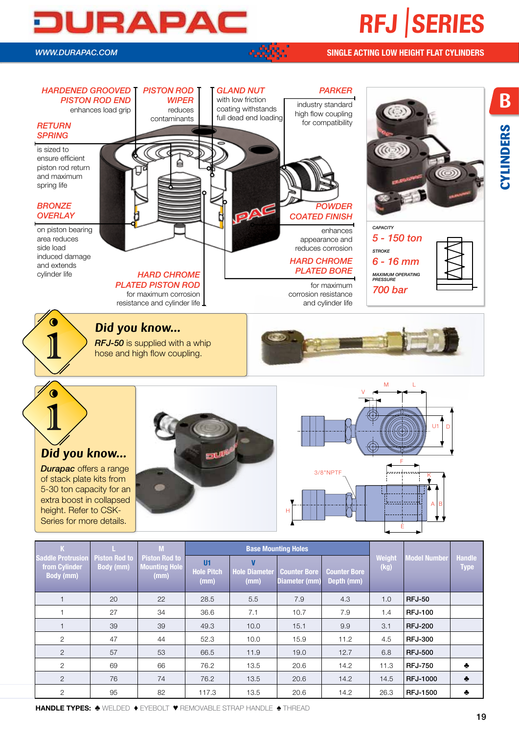# DURAPAC

## RFJ SERIES

WWW.DURAPAC.COM

SINGLE ACTING LOW HEIGHT FLAT CYLINDERS

**HARDENED GROOVED PISTON ROD END**
enhances load grip

**PISTON ROD WIPER**
reduces contaminants

**GLAND NUT**
with low friction coating withstands full dead end loading

**PARKER**
industry standard high flow coupling for compatibility

**RETURN SPRING**
is sized to ensure efficient piston rod return and maximum spring life

**BRONZE OVERLAY**
on piston bearing area reduces side load induced damage and extends cylinder life

**POWDER COATED FINISH**
enhances appearance and reduces corrosion

**HARD CHROME PLATED BORE**
for maximum corrosion resistance and cylinder life

**HARD CHROME PLATED PISTON ROD**
for maximum corrosion resistance and cylinder life

CAPACITY
**5 - 150 ton**

STROKE
**6 - 16 mm**

MAXIMUM OPERATING PRESSURE
**700 bar**

B CYLINDERS

### Did you know...

***RFJ-50*** is supplied with a whip hose and high flow coupling.

### Did you know...

***Durapac*** offers a range of stack plate kits from 5-30 ton capacity for an extra boost in collapsed height. Refer to CSK-Series for more details.

M L V U1 D F K 3/8"NPTF H A B E

| K Saddle Protrusion from Cylinder Body (mm) | L Piston Rod to Body (mm) | M Piston Rod to Mounting Hole (mm) | Base Mounting Holes | | | | Weight (kg) | Model Number | Handle Type |
|---|---|---|---|---|---|---|---|---|---|
| | | | U1 Hole Pitch (mm) | V Hole Diameter (mm) | Counter Bore Diameter (mm) | Counter Bore Depth (mm) | | | |
| 1 | 20 | 22 | 28.5 | 5.5 | 7.9 | 4.3 | 1.0 | RFJ-50 | |
| 1 | 27 | 34 | 36.6 | 7.1 | 10.7 | 7.9 | 1.4 | RFJ-100 | |
| 1 | 39 | 39 | 49.3 | 10.0 | 15.1 | 9.9 | 3.1 | RFJ-200 | |
| 2 | 47 | 44 | 52.3 | 10.0 | 15.9 | 11.2 | 4.5 | RFJ-300 | |
| 2 | 57 | 53 | 66.5 | 11.9 | 19.0 | 12.7 | 6.8 | RFJ-500 | |
| 2 | 69 | 66 | 76.2 | 13.5 | 20.6 | 14.2 | 11.3 | RFJ-750 | ♣ |
| 2 | 76 | 74 | 76.2 | 13.5 | 20.6 | 14.2 | 14.5 | RFJ-1000 | ♣ |
| 2 | 95 | 82 | 117.3 | 13.5 | 20.6 | 14.2 | 26.3 | RFJ-1500 | ♣ |

**HANDLE TYPES:** ♣ WELDED ♦ EYEBOLT ♥ REMOVABLE STRAP HANDLE ♠ THREAD